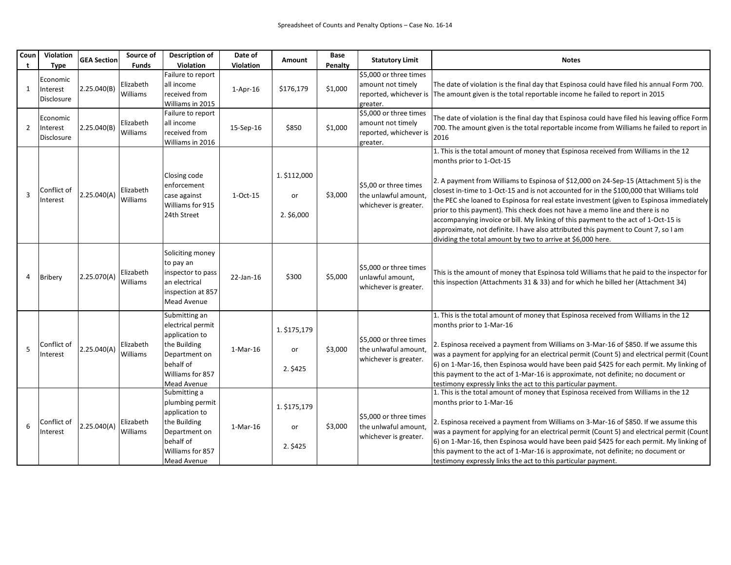Spreadsheet of Counts and Penalty Options – Case No. 16-14

| Count | Violation Type | GEA Section | Source of Funds | Description of Violation | Date of Violation | Amount | Base Penalty | Statutory Limit | Notes |
|---|---|---|---|---|---|---|---|---|---|
| 1 | Economic Interest Disclosure | 2.25.040(B) | Elizabeth Williams | Failure to report all income received from Williams in 2015 | 1-Apr-16 | $176,179 | $1,000 | $5,000 or three times amount not timely reported, whichever is greater. | The date of violation is the final day that Espinosa could have filed his annual Form 700. The amount given is the total reportable income he failed to report in 2015 |
| 2 | Economic Interest Disclosure | 2.25.040(B) | Elizabeth Williams | Failure to report all income received from Williams in 2016 | 15-Sep-16 | $850 | $1,000 | $5,000 or three times amount not timely reported, whichever is greater. | The date of violation is the final day that Espinosa could have filed his leaving office Form 700. The amount given is the total reportable income from Williams he failed to report in 2016 |
| 3 | Conflict of Interest | 2.25.040(A) | Elizabeth Williams | Closing code enforcement case against Williams for 915 24th Street | 1-Oct-15 | 1. $112,000<br>or<br>2. $6,000 | $3,000 | $5,00 or three times the unlawful amount, whichever is greater. | 1. This is the total amount of money that Espinosa received from Williams in the 12 months prior to 1-Oct-15<br><br>2. A payment from Williams to Espinosa of $12,000 on 24-Sep-15 (Attachment 5) is the closest in-time to 1-Oct-15 and is not accounted for in the $100,000 that Williams told the PEC she loaned to Espinosa for real estate investment (given to Espinosa immediately prior to this payment). This check does not have a memo line and there is no accompanying invoice or bill. My linking of this payment to the act of 1-Oct-15 is approximate, not definite. I have also attributed this payment to Count 7, so I am dividing the total amount by two to arrive at $6,000 here. |
| 4 | Bribery | 2.25.070(A) | Elizabeth Williams | Soliciting money to pay an inspector to pass an electrical inspection at 857 Mead Avenue | 22-Jan-16 | $300 | $5,000 | $5,000 or three times unlawful amount, whichever is greater. | This is the amount of money that Espinosa told Williams that he paid to the inspector for this inspection (Attachments 31 & 33) and for which he billed her (Attachment 34) |
| 5 | Conflict of Interest | 2.25.040(A) | Elizabeth Williams | Submitting an electrical permit application to the Building Department on behalf of Williams for 857 Mead Avenue | 1-Mar-16 | 1. $175,179<br>or<br>2. $425 | $3,000 | $5,000 or three times the unlwaful amount, whichever is greater. | 1. This is the total amount of money that Espinosa received from Williams in the 12 months prior to 1-Mar-16<br><br>2. Espinosa received a payment from Williams on 3-Mar-16 of $850. If we assume this was a payment for applying for an electrical permit (Count 5) and electrical permit (Count 6) on 1-Mar-16, then Espinosa would have been paid $425 for each permit. My linking of this payment to the act of 1-Mar-16 is approximate, not definite; no document or testimony expressly links the act to this particular payment. |
| 6 | Conflict of Interest | 2.25.040(A) | Elizabeth Williams | Submitting a plumbing permit application to the Building Department on behalf of Williams for 857 Mead Avenue | 1-Mar-16 | 1. $175,179<br>or<br>2. $425 | $3,000 | $5,000 or three times the unlawful amount, whichever is greater. | 1. This is the total amount of money that Espinosa received from Williams in the 12 months prior to 1-Mar-16<br><br>2. Espinosa received a payment from Williams on 3-Mar-16 of $850. If we assume this was a payment for applying for an electrical permit (Count 5) and electrical permit (Count 6) on 1-Mar-16, then Espinosa would have been paid $425 for each permit. My linking of this payment to the act of 1-Mar-16 is approximate, not definite; no document or testimony expressly links the act to this particular payment. |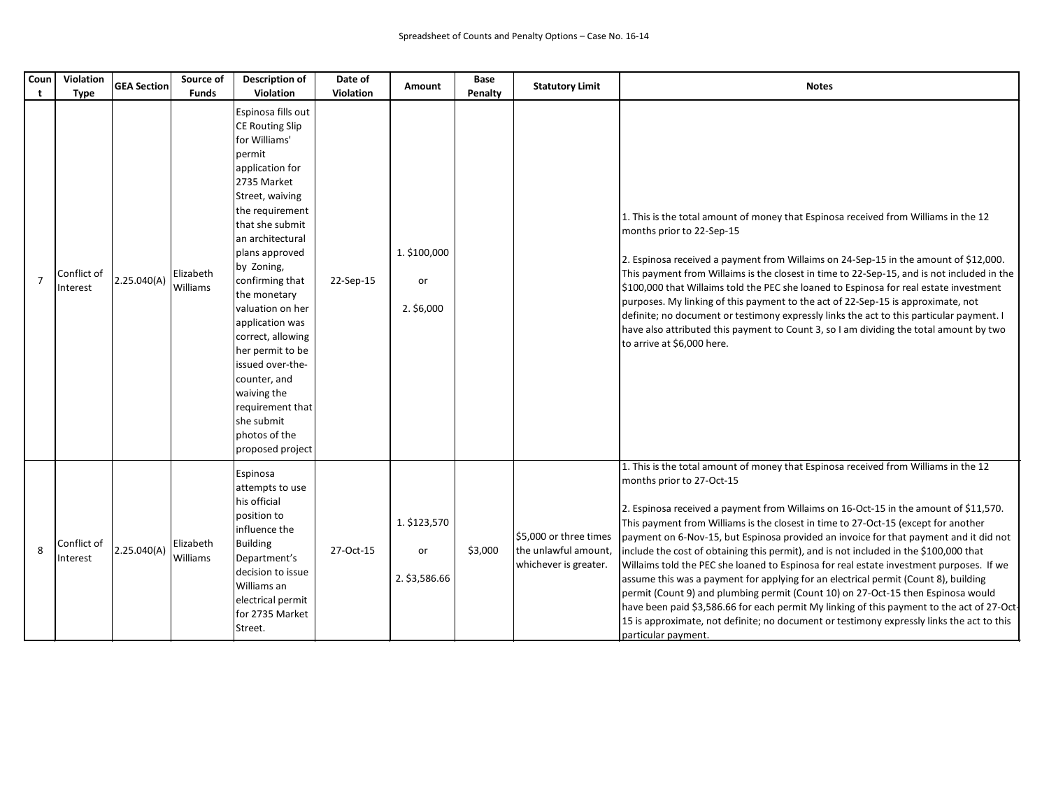Spreadsheet of Counts and Penalty Options – Case No. 16-14

| Count | Violation Type | GEA Section | Source of Funds | Description of Violation | Date of Violation | Amount | Base Penalty | Statutory Limit | Notes |
|---|---|---|---|---|---|---|---|---|---|
| 7 | Conflict of Interest | 2.25.040(A) | Elizabeth Williams | Espinosa fills out CE Routing Slip for Williams' permit application for 2735 Market Street, waiving the requirement that she submit an architectural plans approved by Zoning, confirming that the monetary valuation on her application was correct, allowing her permit to be issued over-the-counter, and waiving the requirement that she submit photos of the proposed project | 22-Sep-15 | 1. $100,000 or 2. $6,000 | | | 1. This is the total amount of money that Espinosa received from Williams in the 12 months prior to 22-Sep-15 2. Espinosa received a payment from Willaims on 24-Sep-15 in the amount of $12,000. This payment from Willaims is the closest in time to 22-Sep-15, and is not included in the $100,000 that Willaims told the PEC she loaned to Espinosa for real estate investment purposes. My linking of this payment to the act of 22-Sep-15 is approximate, not definite; no document or testimony expressly links the act to this particular payment. I have also attributed this payment to Count 3, so I am dividing the total amount by two to arrive at $6,000 here. |
| 8 | Conflict of Interest | 2.25.040(A) | Elizabeth Williams | Espinosa attempts to use his official position to influence the Building Department's decision to issue Williams an electrical permit for 2735 Market Street. | 27-Oct-15 | 1. $123,570 or 2. $3,586.66 | $3,000 | $5,000 or three times the unlawful amount, whichever is greater. | 1. This is the total amount of money that Espinosa received from Williams in the 12 months prior to 27-Oct-15 2. Espinosa received a payment from Willaims on 16-Oct-15 in the amount of $11,570. This payment from Williams is the closest in time to 27-Oct-15 (except for another payment on 6-Nov-15, but Espinosa provided an invoice for that payment and it did not include the cost of obtaining this permit), and is not included in the $100,000 that Willaims told the PEC she loaned to Espinosa for real estate investment purposes. If we assume this was a payment for applying for an electrical permit (Count 8), building permit (Count 9) and plumbing permit (Count 10) on 27-Oct-15 then Espinosa would have been paid $3,586.66 for each permit My linking of this payment to the act of 27-Oct-15 is approximate, not definite; no document or testimony expressly links the act to this particular payment. |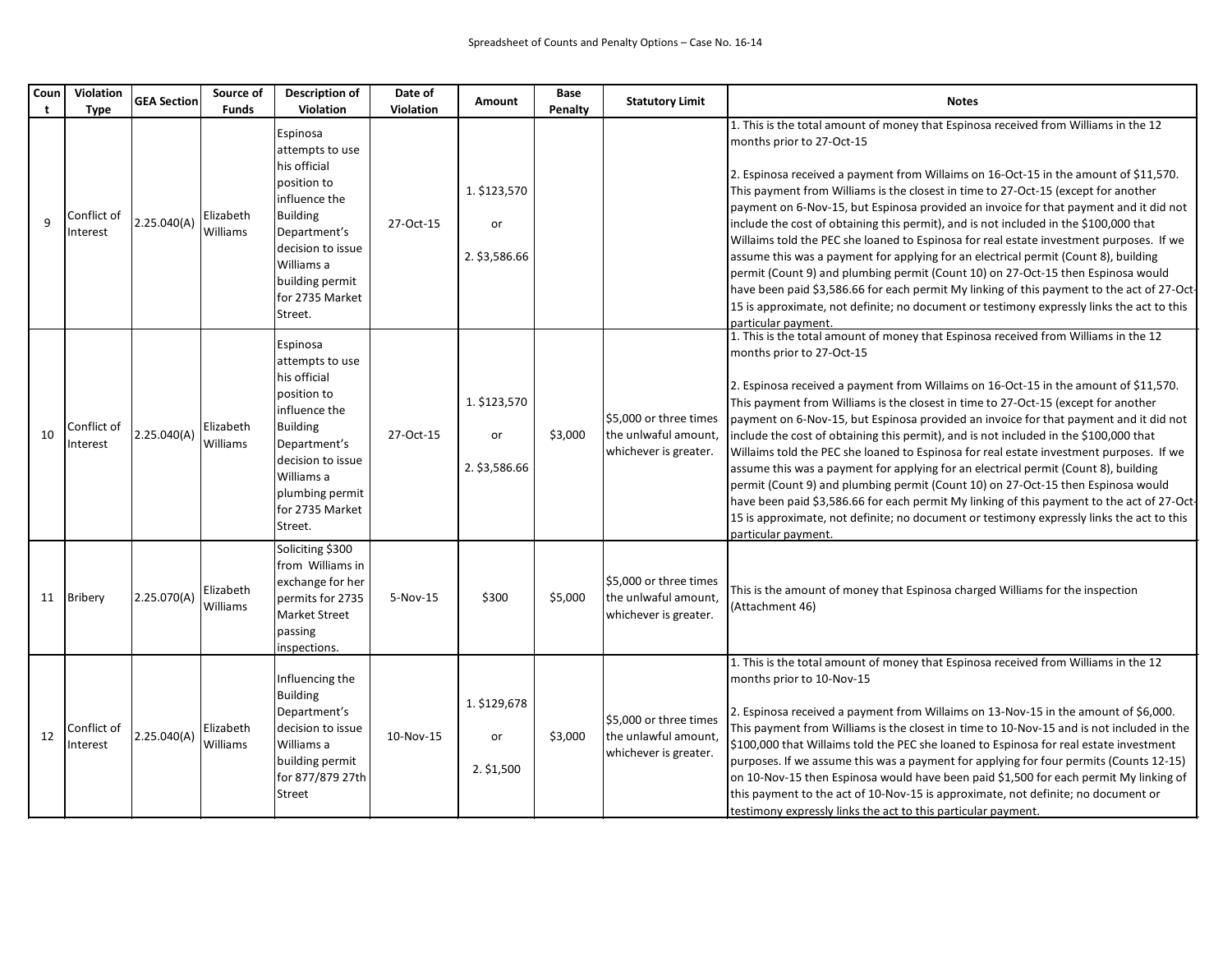Spreadsheet of Counts and Penalty Options – Case No. 16-14

| Count | Violation Type | GEA Section | Source of Funds | Description of Violation | Date of Violation | Amount | Base Penalty | Statutory Limit | Notes |
|---|---|---|---|---|---|---|---|---|---|
| 9 | Conflict of Interest | 2.25.040(A) | Elizabeth Williams | Espinosa attempts to use his official position to influence the Building Department's decision to issue Williams a building permit for 2735 Market Street. | 27-Oct-15 | 1. $123,570 or 2. $3,586.66 | | | 1. This is the total amount of money that Espinosa received from Williams in the 12 months prior to 27-Oct-15 2. Espinosa received a payment from Willaims on 16-Oct-15 in the amount of $11,570. This payment from Williams is the closest in time to 27-Oct-15 (except for another payment on 6-Nov-15, but Espinosa provided an invoice for that payment and it did not include the cost of obtaining this permit), and is not included in the $100,000 that Willaims told the PEC she loaned to Espinosa for real estate investment purposes. If we assume this was a payment for applying for an electrical permit (Count 8), building permit (Count 9) and plumbing permit (Count 10) on 27-Oct-15 then Espinosa would have been paid $3,586.66 for each permit My linking of this payment to the act of 27-Oct-15 is approximate, not definite; no document or testimony expressly links the act to this particular payment. |
| 10 | Conflict of Interest | 2.25.040(A) | Elizabeth Williams | Espinosa attempts to use his official position to influence the Building Department's decision to issue Williams a plumbing permit for 2735 Market Street. | 27-Oct-15 | 1. $123,570 or 2. $3,586.66 | $3,000 | $5,000 or three times the unlwaful amount, whichever is greater. | 1. This is the total amount of money that Espinosa received from Williams in the 12 months prior to 27-Oct-15 2. Espinosa received a payment from Willaims on 16-Oct-15 in the amount of $11,570. This payment from Williams is the closest in time to 27-Oct-15 (except for another payment on 6-Nov-15, but Espinosa provided an invoice for that payment and it did not include the cost of obtaining this permit), and is not included in the $100,000 that Willaims told the PEC she loaned to Espinosa for real estate investment purposes. If we assume this was a payment for applying for an electrical permit (Count 8), building permit (Count 9) and plumbing permit (Count 10) on 27-Oct-15 then Espinosa would have been paid $3,586.66 for each permit My linking of this payment to the act of 27-Oct-15 is approximate, not definite; no document or testimony expressly links the act to this particular payment. |
| 11 | Bribery | 2.25.070(A) | Elizabeth Williams | Soliciting $300 from Williams in exchange for her permits for 2735 Market Street passing inspections. | 5-Nov-15 | $300 | $5,000 | $5,000 or three times the unlwaful amount, whichever is greater. | This is the amount of money that Espinosa charged Williams for the inspection (Attachment 46) |
| 12 | Conflict of Interest | 2.25.040(A) | Elizabeth Williams | Influencing the Building Department's decision to issue Williams a building permit for 877/879 27th Street | 10-Nov-15 | 1. $129,678 or 2. $1,500 | $3,000 | $5,000 or three times the unlwaful amount, whichever is greater. | 1. This is the total amount of money that Espinosa received from Williams in the 12 months prior to 10-Nov-15 2. Espinosa received a payment from Willaims on 13-Nov-15 in the amount of $6,000. This payment from Williams is the closest in time to 10-Nov-15 and is not included in the $100,000 that Willaims told the PEC she loaned to Espinosa for real estate investment purposes. If we assume this was a payment for applying for four permits (Counts 12-15) on 10-Nov-15 then Espinosa would have been paid $1,500 for each permit My linking of this payment to the act of 10-Nov-15 is approximate, not definite; no document or testimony expressly links the act to this particular payment. |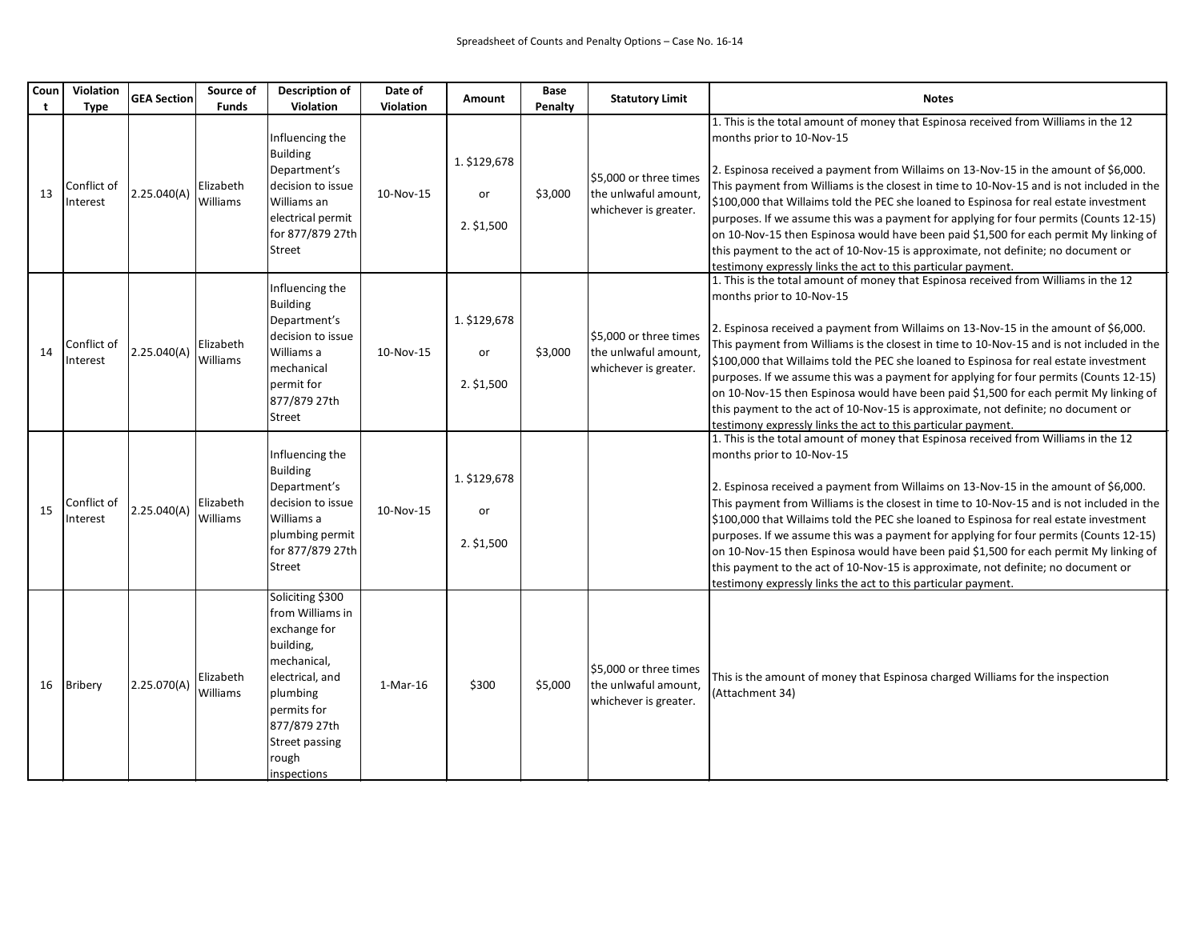Spreadsheet of Counts and Penalty Options – Case No. 16-14

| Count | Violation Type | GEA Section | Source of Funds | Description of Violation | Date of Violation | Amount | Base Penalty | Statutory Limit | Notes |
|---|---|---|---|---|---|---|---|---|---|
| 13 | Conflict of Interest | 2.25.040(A) | Elizabeth Williams | Influencing the Building Department's decision to issue Williams an electrical permit for 877/879 27th Street | 10-Nov-15 | 1. $129,678 or 2. $1,500 | $3,000 | $5,000 or three times the unlwaful amount, whichever is greater. | 1. This is the total amount of money that Espinosa received from Williams in the 12 months prior to 10-Nov-15 2. Espinosa received a payment from Willaims on 13-Nov-15 in the amount of $6,000. This payment from Williams is the closest in time to 10-Nov-15 and is not included in the $100,000 that Willaims told the PEC she loaned to Espinosa for real estate investment purposes. If we assume this was a payment for applying for four permits (Counts 12-15) on 10-Nov-15 then Espinosa would have been paid $1,500 for each permit My linking of this payment to the act of 10-Nov-15 is approximate, not definite; no document or testimony expressly links the act to this particular payment. |
| 14 | Conflict of Interest | 2.25.040(A) | Elizabeth Williams | Influencing the Building Department's decision to issue Williams a mechanical permit for 877/879 27th Street | 10-Nov-15 | 1. $129,678 or 2. $1,500 | $3,000 | $5,000 or three times the unlwaful amount, whichever is greater. | 1. This is the total amount of money that Espinosa received from Williams in the 12 months prior to 10-Nov-15 2. Espinosa received a payment from Willaims on 13-Nov-15 in the amount of $6,000. This payment from Williams is the closest in time to 10-Nov-15 and is not included in the $100,000 that Willaims told the PEC she loaned to Espinosa for real estate investment purposes. If we assume this was a payment for applying for four permits (Counts 12-15) on 10-Nov-15 then Espinosa would have been paid $1,500 for each permit My linking of this payment to the act of 10-Nov-15 is approximate, not definite; no document or testimony expressly links the act to this particular payment. |
| 15 | Conflict of Interest | 2.25.040(A) | Elizabeth Williams | Influencing the Building Department's decision to issue Williams a plumbing permit for 877/879 27th Street | 10-Nov-15 | 1. $129,678 or 2. $1,500 | | | 1. This is the total amount of money that Espinosa received from Williams in the 12 months prior to 10-Nov-15 2. Espinosa received a payment from Willaims on 13-Nov-15 in the amount of $6,000. This payment from Williams is the closest in time to 10-Nov-15 and is not included in the $100,000 that Willaims told the PEC she loaned to Espinosa for real estate investment purposes. If we assume this was a payment for applying for four permits (Counts 12-15) on 10-Nov-15 then Espinosa would have been paid $1,500 for each permit My linking of this payment to the act of 10-Nov-15 is approximate, not definite; no document or testimony expressly links the act to this particular payment. |
| 16 | Bribery | 2.25.070(A) | Elizabeth Williams | Soliciting $300 from Williams in exchange for building, mechanical, electrical, and plumbing permits for 877/879 27th Street passing rough inspections | 1-Mar-16 | $300 | $5,000 | $5,000 or three times the unlwaful amount, whichever is greater. | This is the amount of money that Espinosa charged Williams for the inspection (Attachment 34) |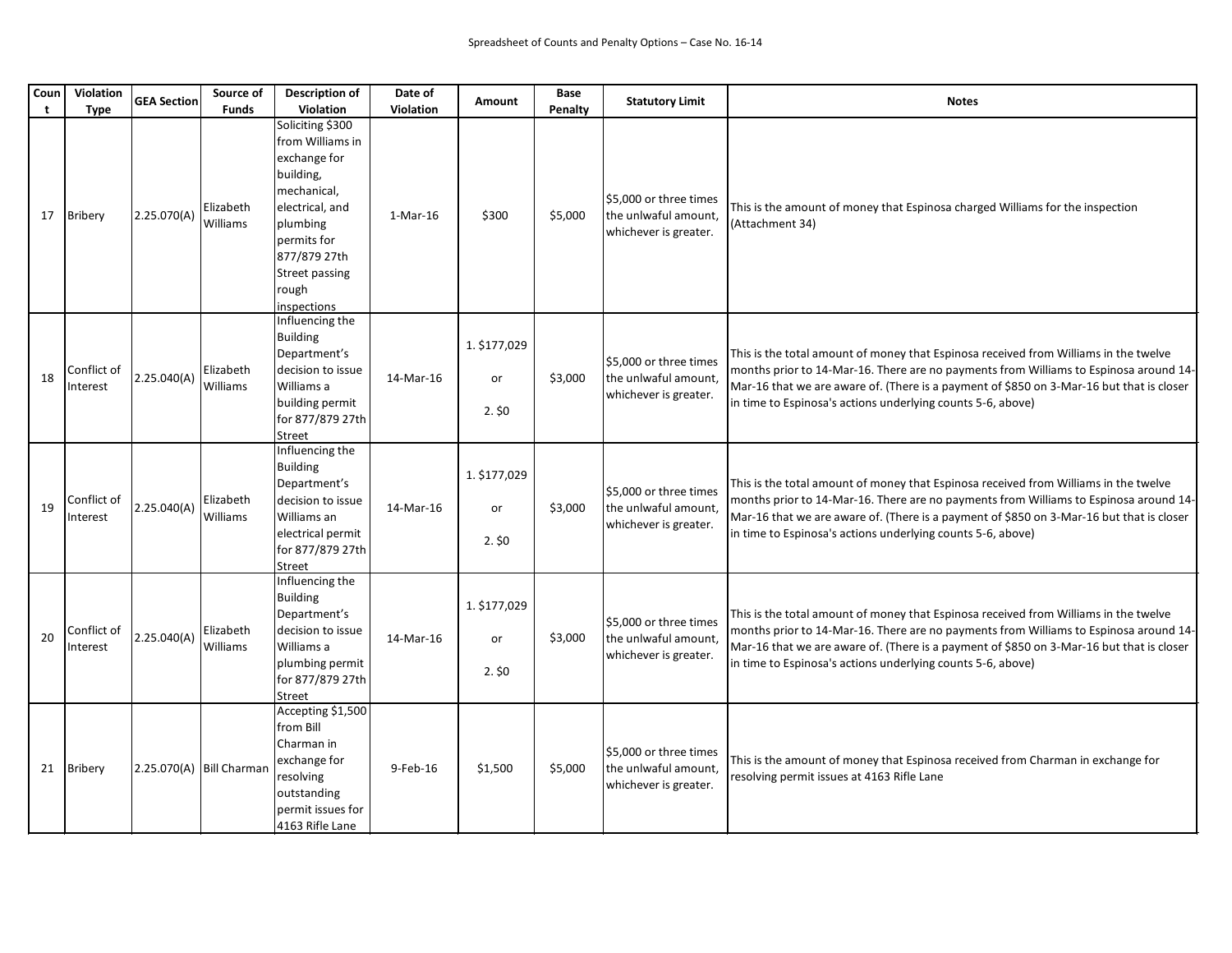Spreadsheet of Counts and Penalty Options – Case No. 16-14

| Count | Violation Type | GEA Section | Source of Funds | Description of Violation | Date of Violation | Amount | Base Penalty | Statutory Limit | Notes |
|---|---|---|---|---|---|---|---|---|---|
| 17 | Bribery | 2.25.070(A) | Elizabeth Williams | Soliciting $300 from Williams in exchange for building, mechanical, electrical, and plumbing permits for 877/879 27th Street passing rough inspections | 1-Mar-16 | $300 | $5,000 | $5,000 or three times the unlwaful amount, whichever is greater. | This is the amount of money that Espinosa charged Williams for the inspection (Attachment 34) |
| 18 | Conflict of Interest | 2.25.040(A) | Elizabeth Williams | Influencing the Building Department's decision to issue Williams a building permit for 877/879 27th Street | 14-Mar-16 | 1. $177,029 or 2. $0 | $3,000 | $5,000 or three times the unlwaful amount, whichever is greater. | This is the total amount of money that Espinosa received from Williams in the twelve months prior to 14-Mar-16. There are no payments from Williams to Espinosa around 14-Mar-16 that we are aware of. (There is a payment of $850 on 3-Mar-16 but that is closer in time to Espinosa's actions underlying counts 5-6, above) |
| 19 | Conflict of Interest | 2.25.040(A) | Elizabeth Williams | Influencing the Building Department's decision to issue Williams an electrical permit for 877/879 27th Street | 14-Mar-16 | 1. $177,029 or 2. $0 | $3,000 | $5,000 or three times the unlwaful amount, whichever is greater. | This is the total amount of money that Espinosa received from Williams in the twelve months prior to 14-Mar-16. There are no payments from Williams to Espinosa around 14-Mar-16 that we are aware of. (There is a payment of $850 on 3-Mar-16 but that is closer in time to Espinosa's actions underlying counts 5-6, above) |
| 20 | Conflict of Interest | 2.25.040(A) | Elizabeth Williams | Influencing the Building Department's decision to issue Williams a plumbing permit for 877/879 27th Street | 14-Mar-16 | 1. $177,029 or 2. $0 | $3,000 | $5,000 or three times the unlwaful amount, whichever is greater. | This is the total amount of money that Espinosa received from Williams in the twelve months prior to 14-Mar-16. There are no payments from Williams to Espinosa around 14-Mar-16 that we are aware of. (There is a payment of $850 on 3-Mar-16 but that is closer in time to Espinosa's actions underlying counts 5-6, above) |
| 21 | Bribery | 2.25.070(A) | Bill Charman | Accepting $1,500 from Bill Charman in exchange for resolving outstanding permit issues for 4163 Rifle Lane | 9-Feb-16 | $1,500 | $5,000 | $5,000 or three times the unlwaful amount, whichever is greater. | This is the amount of money that Espinosa received from Charman in exchange for resolving permit issues at 4163 Rifle Lane |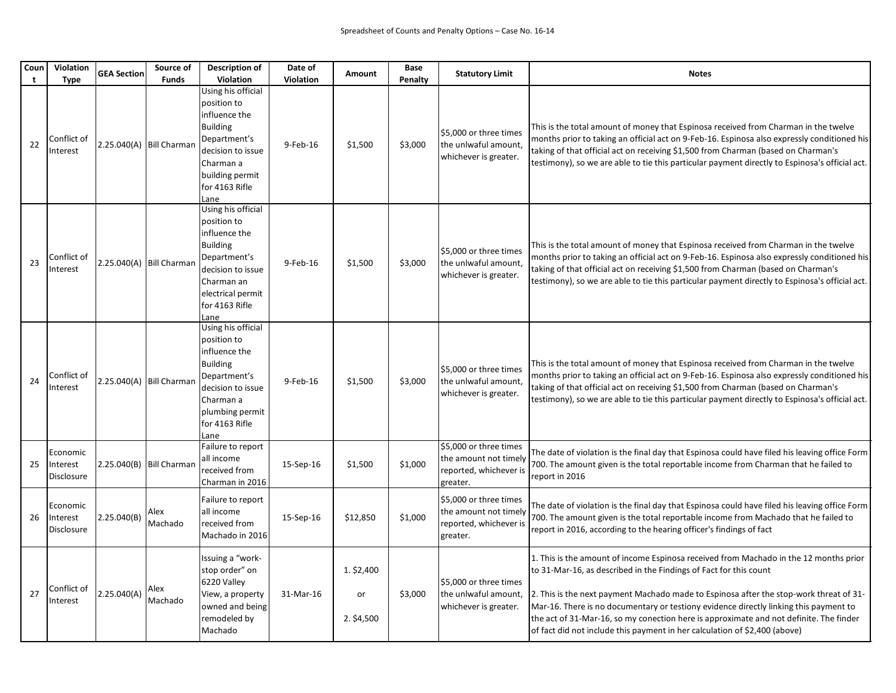Spreadsheet of Counts and Penalty Options – Case No. 16-14

| Count | Violation Type | GEA Section | Source of Funds | Description of Violation | Date of Violation | Amount | Base Penalty | Statutory Limit | Notes |
|---|---|---|---|---|---|---|---|---|---|
| 22 | Conflict of Interest | 2.25.040(A) | Bill Charman | Using his official position to influence the Building Department's decision to issue Charman a building permit for 4163 Rifle Lane | 9-Feb-16 | $1,500 | $3,000 | $5,000 or three times the unlwaful amount, whichever is greater. | This is the total amount of money that Espinosa received from Charman in the twelve months prior to taking an official act on 9-Feb-16. Espinosa also expressly conditioned his taking of that official act on receiving $1,500 from Charman (based on Charman's testimony), so we are able to tie this particular payment directly to Espinosa's official act. |
| 23 | Conflict of Interest | 2.25.040(A) | Bill Charman | Using his official position to influence the Building Department's decision to issue Charman an electrical permit for 4163 Rifle Lane | 9-Feb-16 | $1,500 | $3,000 | $5,000 or three times the unlwaful amount, whichever is greater. | This is the total amount of money that Espinosa received from Charman in the twelve months prior to taking an official act on 9-Feb-16. Espinosa also expressly conditioned his taking of that official act on receiving $1,500 from Charman (based on Charman's testimony), so we are able to tie this particular payment directly to Espinosa's official act. |
| 24 | Conflict of Interest | 2.25.040(A) | Bill Charman | Using his official position to influence the Building Department's decision to issue Charman a plumbing permit for 4163 Rifle Lane | 9-Feb-16 | $1,500 | $3,000 | $5,000 or three times the unlwaful amount, whichever is greater. | This is the total amount of money that Espinosa received from Charman in the twelve months prior to taking an official act on 9-Feb-16. Espinosa also expressly conditioned his taking of that official act on receiving $1,500 from Charman (based on Charman's testimony), so we are able to tie this particular payment directly to Espinosa's official act. |
| 25 | Economic Interest Disclosure | 2.25.040(B) | Bill Charman | Failure to report all income received from Charman in 2016 | 15-Sep-16 | $1,500 | $1,000 | $5,000 or three times the amount not timely reported, whichever is greater. | The date of violation is the final day that Espinosa could have filed his leaving office Form 700. The amount given is the total reportable income from Charman that he failed to report in 2016 |
| 26 | Economic Interest Disclosure | 2.25.040(B) | Alex Machado | Failure to report all income received from Machado in 2016 | 15-Sep-16 | $12,850 | $1,000 | $5,000 or three times the amount not timely reported, whichever is greater. | The date of violation is the final day that Espinosa could have filed his leaving office Form 700. The amount given is the total reportable income from Machado that he failed to report in 2016, according to the hearing officer's findings of fact |
| 27 | Conflict of Interest | 2.25.040(A) | Alex Machado | Issuing a "work-stop order" on 6220 Valley View, a property owned and being remodeled by Machado | 31-Mar-16 | 1. $2,400<br>or<br>2. $4,500 | $3,000 | $5,000 or three times the unlwaful amount, whichever is greater. | 1. This is the amount of income Espinosa received from Machado in the 12 months prior to 31-Mar-16, as described in the Findings of Fact for this count<br><br>2. This is the next payment Machado made to Espinosa after the stop-work threat of 31-Mar-16. There is no documentary or testiony evidence directly linking this payment to the act of 31-Mar-16, so my conection here is approximate and not definite. The finder of fact did not include this payment in her calculation of $2,400 (above) |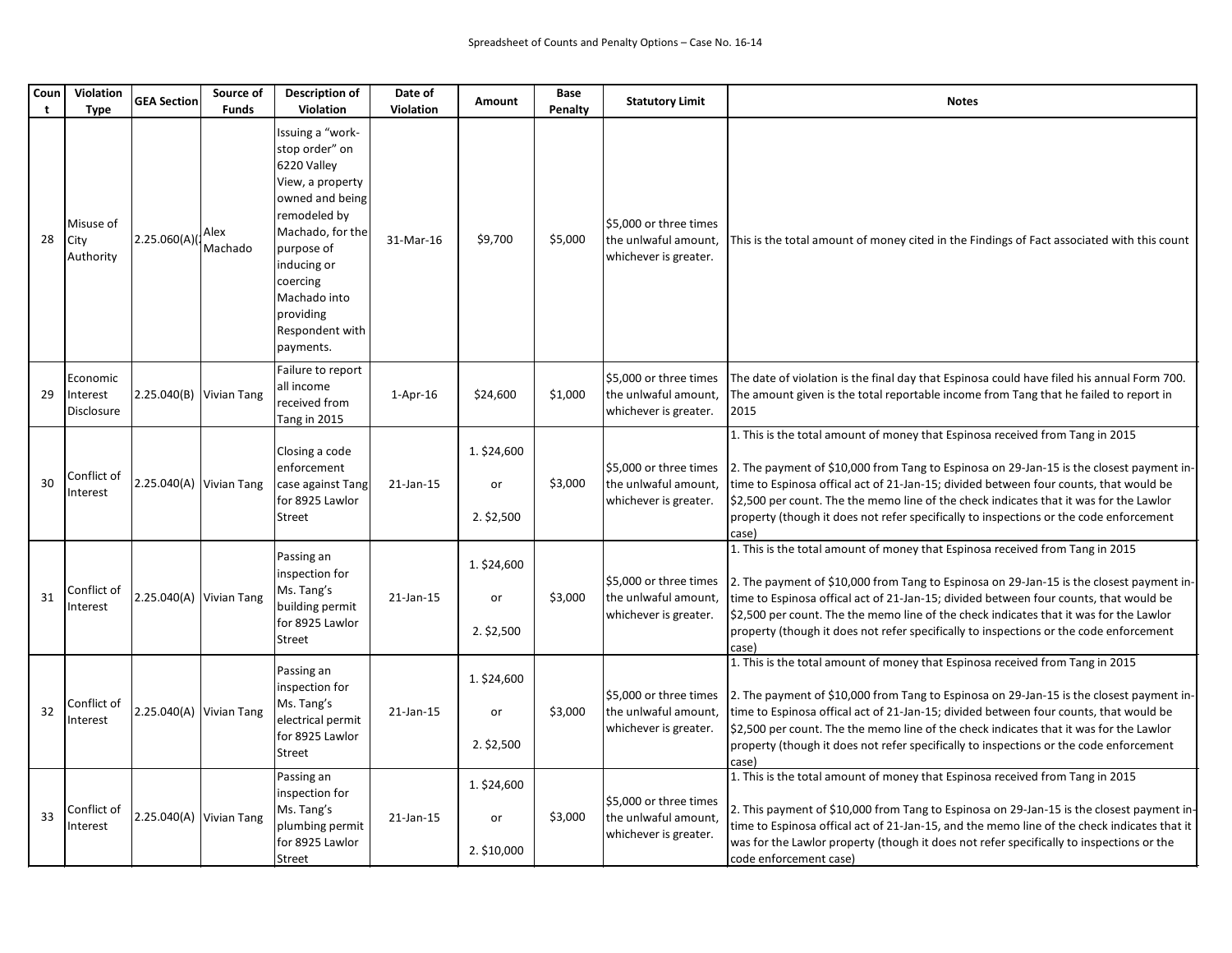Spreadsheet of Counts and Penalty Options – Case No. 16-14

| Count | Violation Type | GEA Section | Source of Funds | Description of Violation | Date of Violation | Amount | Base Penalty | Statutory Limit | Notes |
|---|---|---|---|---|---|---|---|---|---|
| 28 | Misuse of City Authority | 2.25.060(A)( | Alex Machado | Issuing a "work-stop order" on 6220 Valley View, a property owned and being remodeled by Machado, for the purpose of inducing or coercing Machado into providing Respondent with payments. | 31-Mar-16 | $9,700 | $5,000 | $5,000 or three times the unlwaful amount, whichever is greater. | This is the total amount of money cited in the Findings of Fact associated with this count |
| 29 | Economic Interest Disclosure | 2.25.040(B) | Vivian Tang | Failure to report all income received from Tang in 2015 | 1-Apr-16 | $24,600 | $1,000 | $5,000 or three times the unlwaful amount, whichever is greater. | The date of violation is the final day that Espinosa could have filed his annual Form 700. The amount given is the total reportable income from Tang that he failed to report in 2015 |
| 30 | Conflict of Interest | 2.25.040(A) | Vivian Tang | Closing a code enforcement case against Tang for 8925 Lawlor Street | 21-Jan-15 | 1. $24,600 or 2. $2,500 | $3,000 | $5,000 or three times the unlwaful amount, whichever is greater. | 1. This is the total amount of money that Espinosa received from Tang in 2015 2. The payment of $10,000 from Tang to Espinosa on 29-Jan-15 is the closest payment in-time to Espinosa offical act of 21-Jan-15; divided between four counts, that would be $2,500 per count. The the memo line of the check indicates that it was for the Lawlor property (though it does not refer specifically to inspections or the code enforcement case) |
| 31 | Conflict of Interest | 2.25.040(A) | Vivian Tang | Passing an inspection for Ms. Tang's building permit for 8925 Lawlor Street | 21-Jan-15 | 1. $24,600 or 2. $2,500 | $3,000 | $5,000 or three times the unlwaful amount, whichever is greater. | 1. This is the total amount of money that Espinosa received from Tang in 2015 2. The payment of $10,000 from Tang to Espinosa on 29-Jan-15 is the closest payment in-time to Espinosa offical act of 21-Jan-15; divided between four counts, that would be $2,500 per count. The the memo line of the check indicates that it was for the Lawlor property (though it does not refer specifically to inspections or the code enforcement case) |
| 32 | Conflict of Interest | 2.25.040(A) | Vivian Tang | Passing an inspection for Ms. Tang's electrical permit for 8925 Lawlor Street | 21-Jan-15 | 1. $24,600 or 2. $2,500 | $3,000 | $5,000 or three times the unlwaful amount, whichever is greater. | 1. This is the total amount of money that Espinosa received from Tang in 2015 2. The payment of $10,000 from Tang to Espinosa on 29-Jan-15 is the closest payment in-time to Espinosa offical act of 21-Jan-15; divided between four counts, that would be $2,500 per count. The the memo line of the check indicates that it was for the Lawlor property (though it does not refer specifically to inspections or the code enforcement case) |
| 33 | Conflict of Interest | 2.25.040(A) | Vivian Tang | Passing an inspection for Ms. Tang's plumbing permit for 8925 Lawlor Street | 21-Jan-15 | 1. $24,600 or 2. $10,000 | $3,000 | $5,000 or three times the unlwaful amount, whichever is greater. | 1. This is the total amount of money that Espinosa received from Tang in 2015 2. This payment of $10,000 from Tang to Espinosa on 29-Jan-15 is the closest payment in-time to Espinosa offical act of 21-Jan-15, and the memo line of the check indicates that it was for the Lawlor property (though it does not refer specifically to inspections or the code enforcement case) |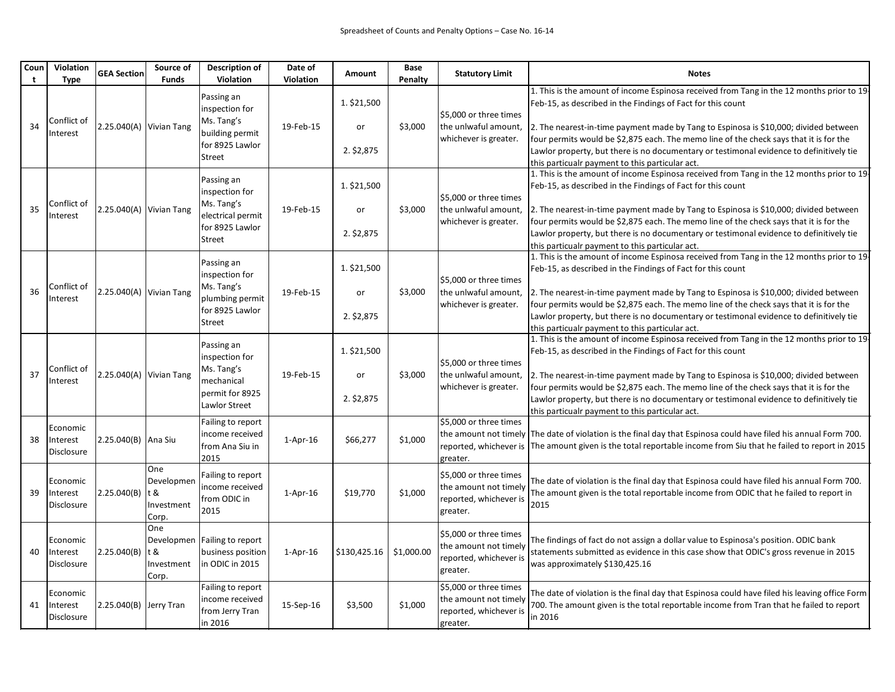Spreadsheet of Counts and Penalty Options – Case No. 16-14

| Count | Violation Type | GEA Section | Source of Funds | Description of Violation | Date of Violation | Amount | Base Penalty | Statutory Limit | Notes |
|---|---|---|---|---|---|---|---|---|---|
| 34 | Conflict of Interest | 2.25.040(A) | Vivian Tang | Passing an inspection for Ms. Tang's building permit for 8925 Lawlor Street | 19-Feb-15 | 1. $21,500<br><br>or<br><br>2. $2,875 | $3,000 | $5,000 or three times the unlwaful amount, whichever is greater. | 1. This is the amount of income Espinosa received from Tang in the 12 months prior to 19-Feb-15, as described in the Findings of Fact for this count<br><br>2. The nearest-in-time payment made by Tang to Espinosa is $10,000; divided between four permits would be $2,875 each. The memo line of the check says that it is for the Lawlor property, but there is no documentary or testimonal evidence to definitively tie this particualr payment to this particular act. |
| 35 | Conflict of Interest | 2.25.040(A) | Vivian Tang | Passing an inspection for Ms. Tang's electrical permit for 8925 Lawlor Street | 19-Feb-15 | 1. $21,500<br><br>or<br><br>2. $2,875 | $3,000 | $5,000 or three times the unlwaful amount, whichever is greater. | 1. This is the amount of income Espinosa received from Tang in the 12 months prior to 19-Feb-15, as described in the Findings of Fact for this count<br><br>2. The nearest-in-time payment made by Tang to Espinosa is $10,000; divided between four permits would be $2,875 each. The memo line of the check says that it is for the Lawlor property, but there is no documentary or testimonal evidence to definitively tie this particualr payment to this particular act. |
| 36 | Conflict of Interest | 2.25.040(A) | Vivian Tang | Passing an inspection for Ms. Tang's plumbing permit for 8925 Lawlor Street | 19-Feb-15 | 1. $21,500<br><br>or<br><br>2. $2,875 | $3,000 | $5,000 or three times the unlwaful amount, whichever is greater. | 1. This is the amount of income Espinosa received from Tang in the 12 months prior to 19-Feb-15, as described in the Findings of Fact for this count<br><br>2. The nearest-in-time payment made by Tang to Espinosa is $10,000; divided between four permits would be $2,875 each. The memo line of the check says that it is for the Lawlor property, but there is no documentary or testimonal evidence to definitively tie this particualr payment to this particular act. |
| 37 | Conflict of Interest | 2.25.040(A) | Vivian Tang | Passing an inspection for Ms. Tang's mechanical permit for 8925 Lawlor Street | 19-Feb-15 | 1. $21,500<br><br>or<br><br>2. $2,875 | $3,000 | $5,000 or three times the unlwaful amount, whichever is greater. | 1. This is the amount of income Espinosa received from Tang in the 12 months prior to 19-Feb-15, as described in the Findings of Fact for this count<br><br>2. The nearest-in-time payment made by Tang to Espinosa is $10,000; divided between four permits would be $2,875 each. The memo line of the check says that it is for the Lawlor property, but there is no documentary or testimonal evidence to definitively tie this particualr payment to this particular act. |
| 38 | Economic Interest Disclosure | 2.25.040(B) | Ana Siu | Failing to report income received from Ana Siu in 2015 | 1-Apr-16 | $66,277 | $1,000 | $5,000 or three times the amount not timely reported, whichever is greater. | The date of violation is the final day that Espinosa could have filed his annual Form 700. The amount given is the total reportable income from Siu that he failed to report in 2015 |
| 39 | Economic Interest Disclosure | 2.25.040(B) | One Development & Investment Corp. | Failing to report income received from ODIC in 2015 | 1-Apr-16 | $19,770 | $1,000 | $5,000 or three times the amount not timely reported, whichever is greater. | The date of violation is the final day that Espinosa could have filed his annual Form 700. The amount given is the total reportable income from ODIC that he failed to report in 2015 |
| 40 | Economic Interest Disclosure | 2.25.040(B) | One Development & Investment Corp. | Failing to report business position in ODIC in 2015 | 1-Apr-16 | $130,425.16 | $1,000.00 | $5,000 or three times the amount not timely reported, whichever is greater. | The findings of fact do not assign a dollar value to Espinosa's position. ODIC bank statements submitted as evidence in this case show that ODIC's gross revenue in 2015 was approximately $130,425.16 |
| 41 | Economic Interest Disclosure | 2.25.040(B) | Jerry Tran | Failing to report income received from Jerry Tran in 2016 | 15-Sep-16 | $3,500 | $1,000 | $5,000 or three times the amount not timely reported, whichever is greater. | The date of violation is the final day that Espinosa could have filed his leaving office Form 700. The amount given is the total reportable income from Tran that he failed to report in 2016 |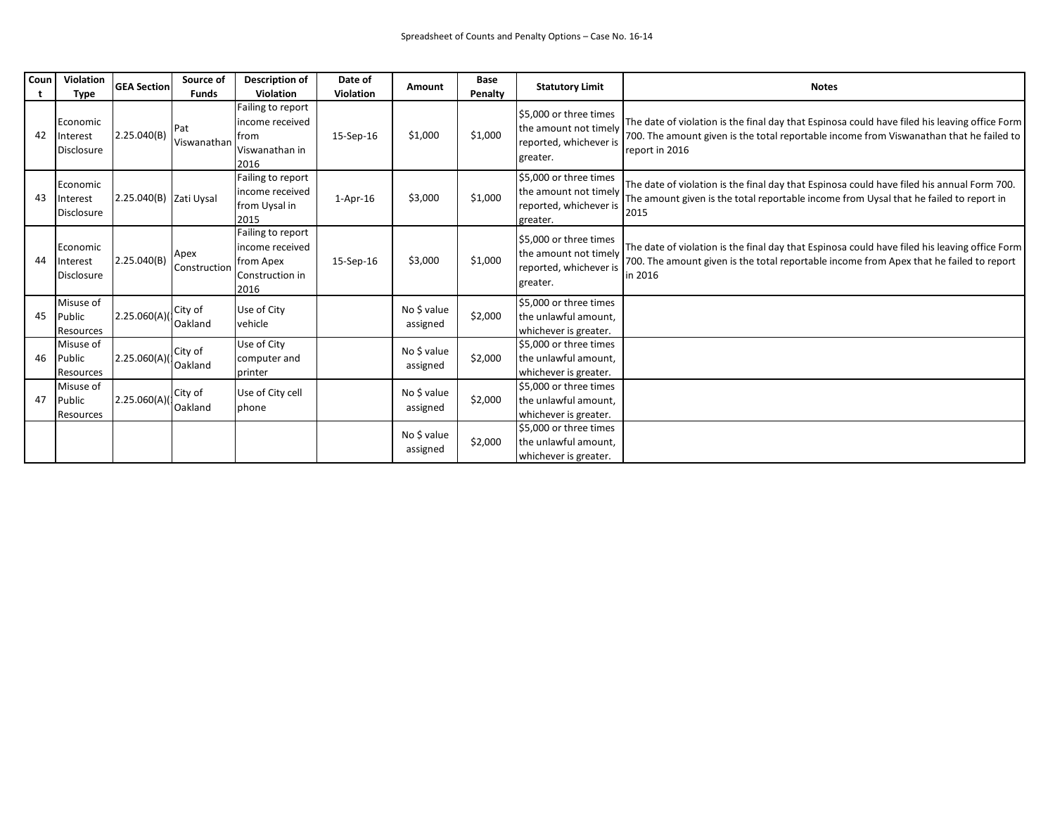Spreadsheet of Counts and Penalty Options – Case No. 16-14

| Count | Violation Type | GEA Section | Source of Funds | Description of Violation | Date of Violation | Amount | Base Penalty | Statutory Limit | Notes |
|---|---|---|---|---|---|---|---|---|---|
| 42 | Economic Interest Disclosure | 2.25.040(B) | Pat Viswanathan | Failing to report income received from Viswanathan in 2016 | 15-Sep-16 | $1,000 | $1,000 | $5,000 or three times the amount not timely reported, whichever is greater. | The date of violation is the final day that Espinosa could have filed his leaving office Form 700. The amount given is the total reportable income from Viswanathan that he failed to report in 2016 |
| 43 | Economic Interest Disclosure | 2.25.040(B) | Zati Uysal | Failing to report income received from Uysal in 2015 | 1-Apr-16 | $3,000 | $1,000 | $5,000 or three times the amount not timely reported, whichever is greater. | The date of violation is the final day that Espinosa could have filed his annual Form 700. The amount given is the total reportable income from Uysal that he failed to report in 2015 |
| 44 | Economic Interest Disclosure | 2.25.040(B) | Apex Construction | Failing to report income received from Apex Construction in 2016 | 15-Sep-16 | $3,000 | $1,000 | $5,000 or three times the amount not timely reported, whichever is greater. | The date of violation is the final day that Espinosa could have filed his leaving office Form 700. The amount given is the total reportable income from Apex that he failed to report in 2016 |
| 45 | Misuse of Public Resources | 2.25.060(A)( | City of Oakland | Use of City vehicle | | No $ value assigned | $2,000 | $5,000 or three times the unlawful amount, whichever is greater. | |
| 46 | Misuse of Public Resources | 2.25.060(A)( | City of Oakland | Use of City computer and printer | | No $ value assigned | $2,000 | $5,000 or three times the unlawful amount, whichever is greater. | |
| 47 | Misuse of Public Resources | 2.25.060(A)( | City of Oakland | Use of City cell phone | | No $ value assigned | $2,000 | $5,000 or three times the unlawful amount, whichever is greater. | |
| | | | | | | No $ value assigned | $2,000 | $5,000 or three times the unlawful amount, whichever is greater. | |